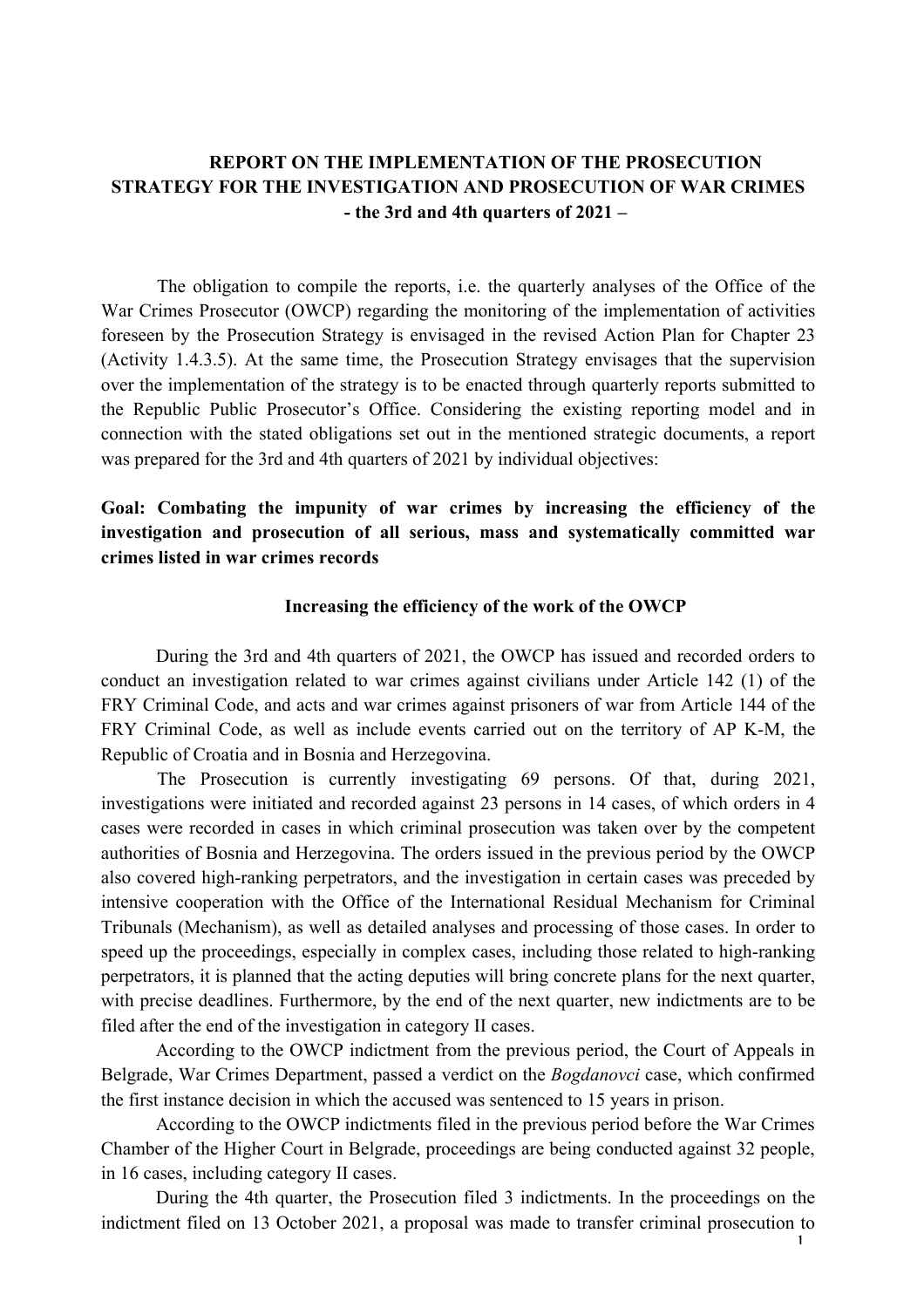# REPORT ON THE IMPLEMENTATION OF THE PROSECUTION STRATEGY FOR THE INVESTIGATION AND PROSECUTION OF WAR CRIMES
## - the 3rd and 4th quarters of 2021 –

The obligation to compile the reports, i.e. the quarterly analyses of the Office of the War Crimes Prosecutor (OWCP) regarding the monitoring of the implementation of activities foreseen by the Prosecution Strategy is envisaged in the revised Action Plan for Chapter 23 (Activity 1.4.3.5). At the same time, the Prosecution Strategy envisages that the supervision over the implementation of the strategy is to be enacted through quarterly reports submitted to the Republic Public Prosecutor's Office. Considering the existing reporting model and in connection with the stated obligations set out in the mentioned strategic documents, a report was prepared for the 3rd and 4th quarters of 2021 by individual objectives:

**Goal: Combating the impunity of war crimes by increasing the efficiency of the investigation and prosecution of all serious, mass and systematically committed war crimes listed in war crimes records**

### Increasing the efficiency of the work of the OWCP

During the 3rd and 4th quarters of 2021, the OWCP has issued and recorded orders to conduct an investigation related to war crimes against civilians under Article 142 (1) of the FRY Criminal Code, and acts and war crimes against prisoners of war from Article 144 of the FRY Criminal Code, as well as include events carried out on the territory of AP K-M, the Republic of Croatia and in Bosnia and Herzegovina.

The Prosecution is currently investigating 69 persons. Of that, during 2021, investigations were initiated and recorded against 23 persons in 14 cases, of which orders in 4 cases were recorded in cases in which criminal prosecution was taken over by the competent authorities of Bosnia and Herzegovina. The orders issued in the previous period by the OWCP also covered high-ranking perpetrators, and the investigation in certain cases was preceded by intensive cooperation with the Office of the International Residual Mechanism for Criminal Tribunals (Mechanism), as well as detailed analyses and processing of those cases. In order to speed up the proceedings, especially in complex cases, including those related to high-ranking perpetrators, it is planned that the acting deputies will bring concrete plans for the next quarter, with precise deadlines. Furthermore, by the end of the next quarter, new indictments are to be filed after the end of the investigation in category II cases.

According to the OWCP indictment from the previous period, the Court of Appeals in Belgrade, War Crimes Department, passed a verdict on the *Bogdanovci* case, which confirmed the first instance decision in which the accused was sentenced to 15 years in prison.

According to the OWCP indictments filed in the previous period before the War Crimes Chamber of the Higher Court in Belgrade, proceedings are being conducted against 32 people, in 16 cases, including category II cases.

During the 4th quarter, the Prosecution filed 3 indictments. In the proceedings on the indictment filed on 13 October 2021, a proposal was made to transfer criminal prosecution to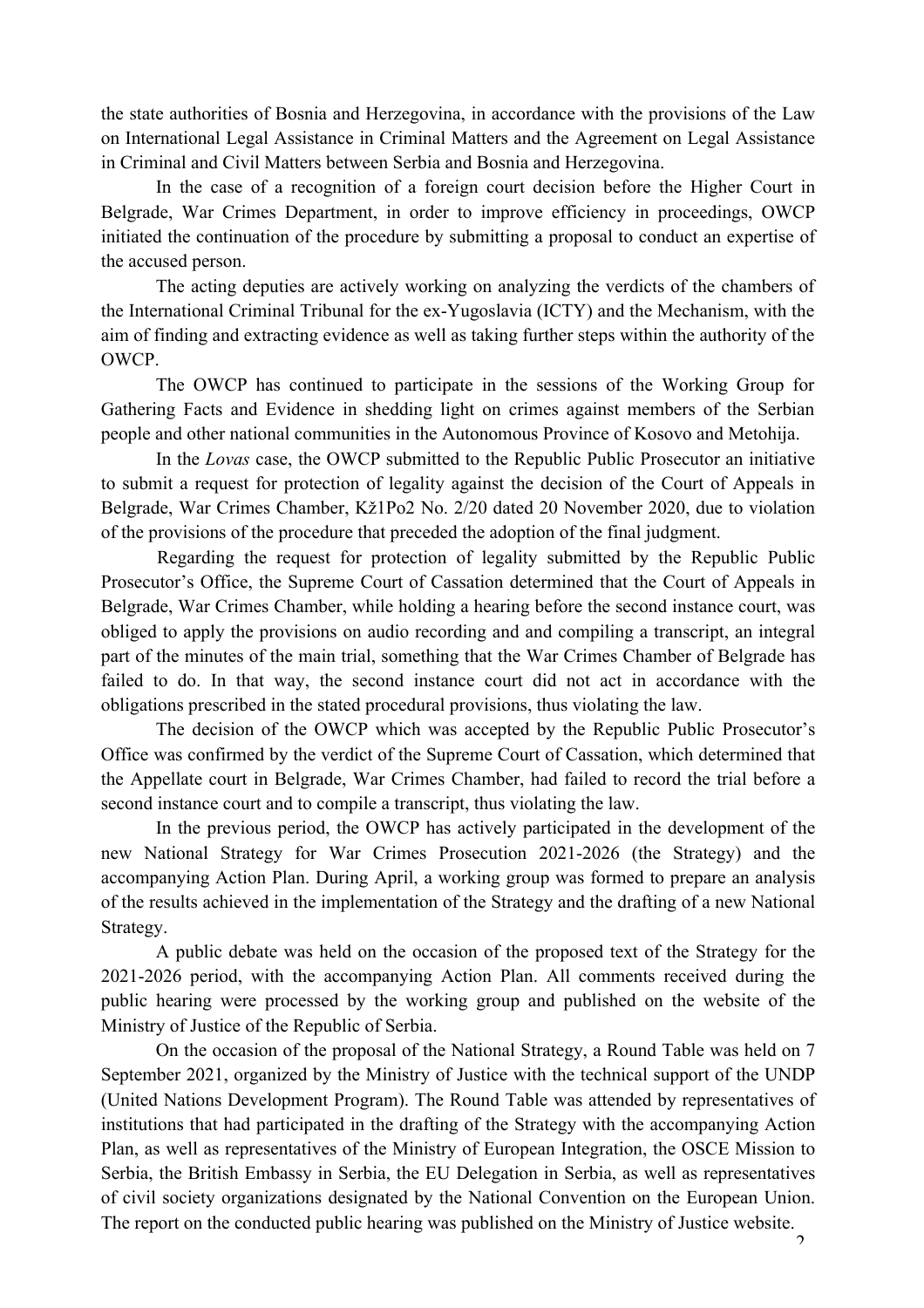the state authorities of Bosnia and Herzegovina, in accordance with the provisions of the Law on International Legal Assistance in Criminal Matters and the Agreement on Legal Assistance in Criminal and Civil Matters between Serbia and Bosnia and Herzegovina.

In the case of a recognition of a foreign court decision before the Higher Court in Belgrade, War Crimes Department, in order to improve efficiency in proceedings, OWCP initiated the continuation of the procedure by submitting a proposal to conduct an expertise of the accused person.

The acting deputies are actively working on analyzing the verdicts of the chambers of the International Criminal Tribunal for the ex-Yugoslavia (ICTY) and the Mechanism, with the aim of finding and extracting evidence as well as taking further steps within the authority of the OWCP.

The OWCP has continued to participate in the sessions of the Working Group for Gathering Facts and Evidence in shedding light on crimes against members of the Serbian people and other national communities in the Autonomous Province of Kosovo and Metohija.

In the *Lovas* case, the OWCP submitted to the Republic Public Prosecutor an initiative to submit a request for protection of legality against the decision of the Court of Appeals in Belgrade, War Crimes Chamber, Kž1Po2 No. 2/20 dated 20 November 2020, due to violation of the provisions of the procedure that preceded the adoption of the final judgment.

Regarding the request for protection of legality submitted by the Republic Public Prosecutor's Office, the Supreme Court of Cassation determined that the Court of Appeals in Belgrade, War Crimes Chamber, while holding a hearing before the second instance court, was obliged to apply the provisions on audio recording and and compiling a transcript, an integral part of the minutes of the main trial, something that the War Crimes Chamber of Belgrade has failed to do. In that way, the second instance court did not act in accordance with the obligations prescribed in the stated procedural provisions, thus violating the law.

The decision of the OWCP which was accepted by the Republic Public Prosecutor's Office was confirmed by the verdict of the Supreme Court of Cassation, which determined that the Appellate court in Belgrade, War Crimes Chamber, had failed to record the trial before a second instance court and to compile a transcript, thus violating the law.

In the previous period, the OWCP has actively participated in the development of the new National Strategy for War Crimes Prosecution 2021-2026 (the Strategy) and the accompanying Action Plan. During April, a working group was formed to prepare an analysis of the results achieved in the implementation of the Strategy and the drafting of a new National Strategy.

A public debate was held on the occasion of the proposed text of the Strategy for the 2021-2026 period, with the accompanying Action Plan. All comments received during the public hearing were processed by the working group and published on the website of the Ministry of Justice of the Republic of Serbia.

On the occasion of the proposal of the National Strategy, a Round Table was held on 7 September 2021, organized by the Ministry of Justice with the technical support of the UNDP (United Nations Development Program). The Round Table was attended by representatives of institutions that had participated in the drafting of the Strategy with the accompanying Action Plan, as well as representatives of the Ministry of European Integration, the OSCE Mission to Serbia, the British Embassy in Serbia, the EU Delegation in Serbia, as well as representatives of civil society organizations designated by the National Convention on the European Union. The report on the conducted public hearing was published on the Ministry of Justice website.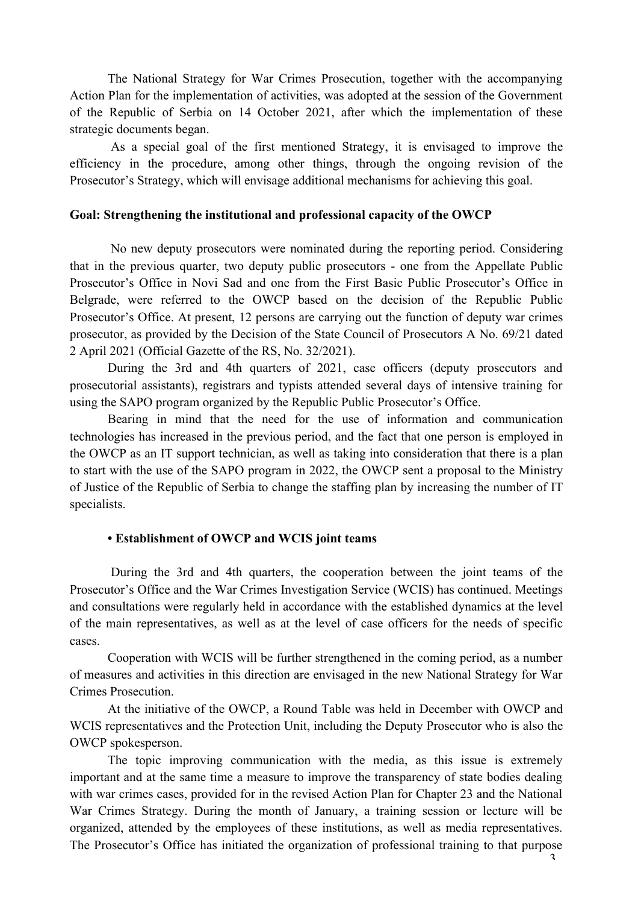The National Strategy for War Crimes Prosecution, together with the accompanying Action Plan for the implementation of activities, was adopted at the session of the Government of the Republic of Serbia on 14 October 2021, after which the implementation of these strategic documents began.

As a special goal of the first mentioned Strategy, it is envisaged to improve the efficiency in the procedure, among other things, through the ongoing revision of the Prosecutor's Strategy, which will envisage additional mechanisms for achieving this goal.

**Goal: Strengthening the institutional and professional capacity of the OWCP**

No new deputy prosecutors were nominated during the reporting period. Considering that in the previous quarter, two deputy public prosecutors - one from the Appellate Public Prosecutor's Office in Novi Sad and one from the First Basic Public Prosecutor's Office in Belgrade, were referred to the OWCP based on the decision of the Republic Public Prosecutor's Office. At present, 12 persons are carrying out the function of deputy war crimes prosecutor, as provided by the Decision of the State Council of Prosecutors A No. 69/21 dated 2 April 2021 (Official Gazette of the RS, No. 32/2021).

During the 3rd and 4th quarters of 2021, case officers (deputy prosecutors and prosecutorial assistants), registrars and typists attended several days of intensive training for using the SAPO program organized by the Republic Public Prosecutor's Office.

Bearing in mind that the need for the use of information and communication technologies has increased in the previous period, and the fact that one person is employed in the OWCP as an IT support technician, as well as taking into consideration that there is a plan to start with the use of the SAPO program in 2022, the OWCP sent a proposal to the Ministry of Justice of the Republic of Serbia to change the staffing plan by increasing the number of IT specialists.

**• Establishment of OWCP and WCIS joint teams**

During the 3rd and 4th quarters, the cooperation between the joint teams of the Prosecutor's Office and the War Crimes Investigation Service (WCIS) has continued. Meetings and consultations were regularly held in accordance with the established dynamics at the level of the main representatives, as well as at the level of case officers for the needs of specific cases.

Cooperation with WCIS will be further strengthened in the coming period, as a number of measures and activities in this direction are envisaged in the new National Strategy for War Crimes Prosecution.

At the initiative of the OWCP, a Round Table was held in December with OWCP and WCIS representatives and the Protection Unit, including the Deputy Prosecutor who is also the OWCP spokesperson.

The topic improving communication with the media, as this issue is extremely important and at the same time a measure to improve the transparency of state bodies dealing with war crimes cases, provided for in the revised Action Plan for Chapter 23 and the National War Crimes Strategy. During the month of January, a training session or lecture will be organized, attended by the employees of these institutions, as well as media representatives. The Prosecutor's Office has initiated the organization of professional training to that purpose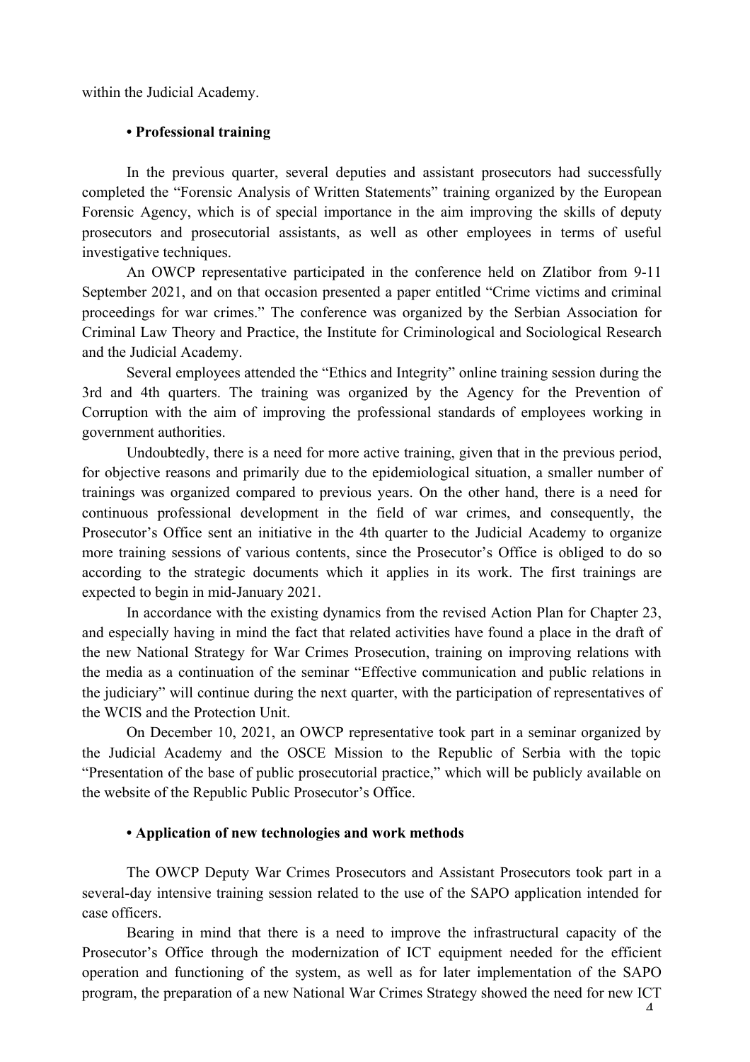within the Judicial Academy.

**• Professional training**

In the previous quarter, several deputies and assistant prosecutors had successfully completed the "Forensic Analysis of Written Statements" training organized by the European Forensic Agency, which is of special importance in the aim improving the skills of deputy prosecutors and prosecutorial assistants, as well as other employees in terms of useful investigative techniques.

An OWCP representative participated in the conference held on Zlatibor from 9-11 September 2021, and on that occasion presented a paper entitled "Crime victims and criminal proceedings for war crimes." The conference was organized by the Serbian Association for Criminal Law Theory and Practice, the Institute for Criminological and Sociological Research and the Judicial Academy.

Several employees attended the "Ethics and Integrity" online training session during the 3rd and 4th quarters. The training was organized by the Agency for the Prevention of Corruption with the aim of improving the professional standards of employees working in government authorities.

Undoubtedly, there is a need for more active training, given that in the previous period, for objective reasons and primarily due to the epidemiological situation, a smaller number of trainings was organized compared to previous years. On the other hand, there is a need for continuous professional development in the field of war crimes, and consequently, the Prosecutor's Office sent an initiative in the 4th quarter to the Judicial Academy to organize more training sessions of various contents, since the Prosecutor's Office is obliged to do so according to the strategic documents which it applies in its work. The first trainings are expected to begin in mid-January 2021.

In accordance with the existing dynamics from the revised Action Plan for Chapter 23, and especially having in mind the fact that related activities have found a place in the draft of the new National Strategy for War Crimes Prosecution, training on improving relations with the media as a continuation of the seminar "Effective communication and public relations in the judiciary" will continue during the next quarter, with the participation of representatives of the WCIS and the Protection Unit.

On December 10, 2021, an OWCP representative took part in a seminar organized by the Judicial Academy and the OSCE Mission to the Republic of Serbia with the topic "Presentation of the base of public prosecutorial practice," which will be publicly available on the website of the Republic Public Prosecutor's Office.

**• Application of new technologies and work methods**

The OWCP Deputy War Crimes Prosecutors and Assistant Prosecutors took part in a several-day intensive training session related to the use of the SAPO application intended for case officers.

Bearing in mind that there is a need to improve the infrastructural capacity of the Prosecutor's Office through the modernization of ICT equipment needed for the efficient operation and functioning of the system, as well as for later implementation of the SAPO program, the preparation of a new National War Crimes Strategy showed the need for new ICT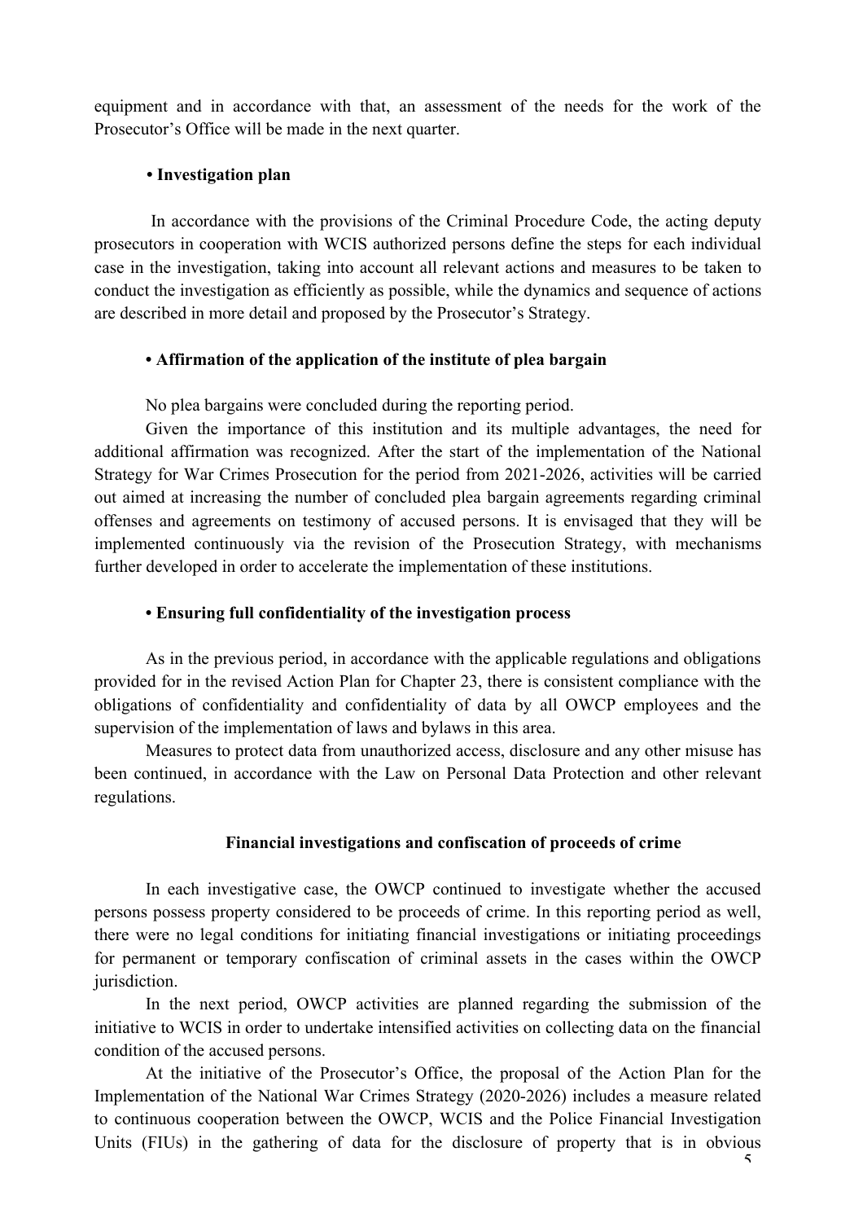equipment and in accordance with that, an assessment of the needs for the work of the Prosecutor's Office will be made in the next quarter.

**• Investigation plan**

In accordance with the provisions of the Criminal Procedure Code, the acting deputy prosecutors in cooperation with WCIS authorized persons define the steps for each individual case in the investigation, taking into account all relevant actions and measures to be taken to conduct the investigation as efficiently as possible, while the dynamics and sequence of actions are described in more detail and proposed by the Prosecutor's Strategy.

**• Affirmation of the application of the institute of plea bargain**

No plea bargains were concluded during the reporting period.

Given the importance of this institution and its multiple advantages, the need for additional affirmation was recognized. After the start of the implementation of the National Strategy for War Crimes Prosecution for the period from 2021-2026, activities will be carried out aimed at increasing the number of concluded plea bargain agreements regarding criminal offenses and agreements on testimony of accused persons. It is envisaged that they will be implemented continuously via the revision of the Prosecution Strategy, with mechanisms further developed in order to accelerate the implementation of these institutions.

**• Ensuring full confidentiality of the investigation process**

As in the previous period, in accordance with the applicable regulations and obligations provided for in the revised Action Plan for Chapter 23, there is consistent compliance with the obligations of confidentiality and confidentiality of data by all OWCP employees and the supervision of the implementation of laws and bylaws in this area.

Measures to protect data from unauthorized access, disclosure and any other misuse has been continued, in accordance with the Law on Personal Data Protection and other relevant regulations.

**Financial investigations and confiscation of proceeds of crime**

In each investigative case, the OWCP continued to investigate whether the accused persons possess property considered to be proceeds of crime. In this reporting period as well, there were no legal conditions for initiating financial investigations or initiating proceedings for permanent or temporary confiscation of criminal assets in the cases within the OWCP jurisdiction.

In the next period, OWCP activities are planned regarding the submission of the initiative to WCIS in order to undertake intensified activities on collecting data on the financial condition of the accused persons.

At the initiative of the Prosecutor's Office, the proposal of the Action Plan for the Implementation of the National War Crimes Strategy (2020-2026) includes a measure related to continuous cooperation between the OWCP, WCIS and the Police Financial Investigation Units (FIUs) in the gathering of data for the disclosure of property that is in obvious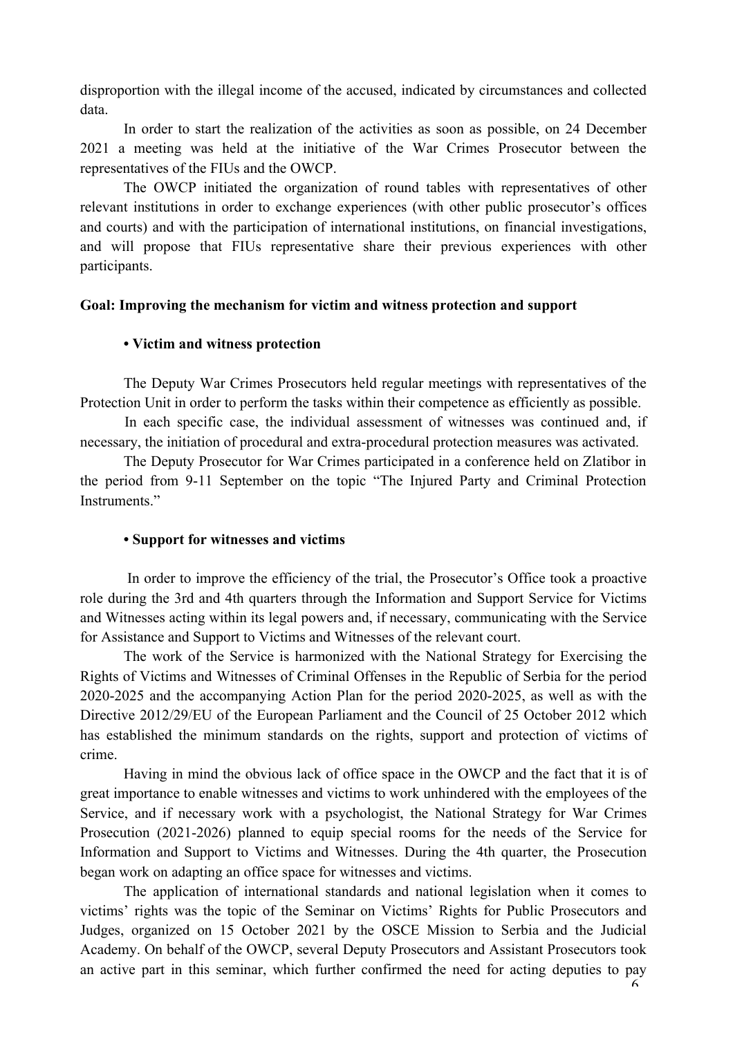disproportion with the illegal income of the accused, indicated by circumstances and collected data.

In order to start the realization of the activities as soon as possible, on 24 December 2021 a meeting was held at the initiative of the War Crimes Prosecutor between the representatives of the FIUs and the OWCP.

The OWCP initiated the organization of round tables with representatives of other relevant institutions in order to exchange experiences (with other public prosecutor's offices and courts) and with the participation of international institutions, on financial investigations, and will propose that FIUs representative share their previous experiences with other participants.

**Goal: Improving the mechanism for victim and witness protection and support**

**• Victim and witness protection**

The Deputy War Crimes Prosecutors held regular meetings with representatives of the Protection Unit in order to perform the tasks within their competence as efficiently as possible.

In each specific case, the individual assessment of witnesses was continued and, if necessary, the initiation of procedural and extra-procedural protection measures was activated.

The Deputy Prosecutor for War Crimes participated in a conference held on Zlatibor in the period from 9-11 September on the topic "The Injured Party and Criminal Protection Instruments."

**• Support for witnesses and victims**

In order to improve the efficiency of the trial, the Prosecutor's Office took a proactive role during the 3rd and 4th quarters through the Information and Support Service for Victims and Witnesses acting within its legal powers and, if necessary, communicating with the Service for Assistance and Support to Victims and Witnesses of the relevant court.

The work of the Service is harmonized with the National Strategy for Exercising the Rights of Victims and Witnesses of Criminal Offenses in the Republic of Serbia for the period 2020-2025 and the accompanying Action Plan for the period 2020-2025, as well as with the Directive 2012/29/EU of the European Parliament and the Council of 25 October 2012 which has established the minimum standards on the rights, support and protection of victims of crime.

Having in mind the obvious lack of office space in the OWCP and the fact that it is of great importance to enable witnesses and victims to work unhindered with the employees of the Service, and if necessary work with a psychologist, the National Strategy for War Crimes Prosecution (2021-2026) planned to equip special rooms for the needs of the Service for Information and Support to Victims and Witnesses. During the 4th quarter, the Prosecution began work on adapting an office space for witnesses and victims.

The application of international standards and national legislation when it comes to victims' rights was the topic of the Seminar on Victims' Rights for Public Prosecutors and Judges, organized on 15 October 2021 by the OSCE Mission to Serbia and the Judicial Academy. On behalf of the OWCP, several Deputy Prosecutors and Assistant Prosecutors took an active part in this seminar, which further confirmed the need for acting deputies to pay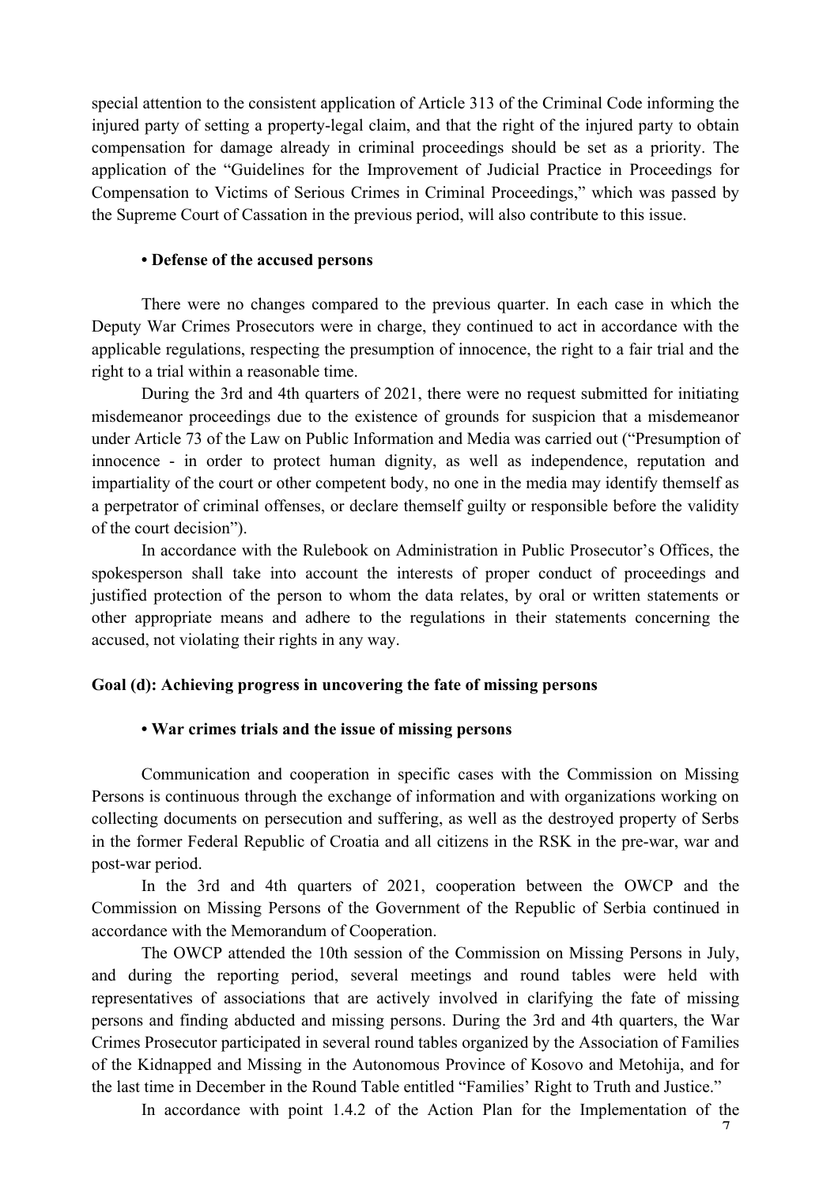special attention to the consistent application of Article 313 of the Criminal Code informing the injured party of setting a property-legal claim, and that the right of the injured party to obtain compensation for damage already in criminal proceedings should be set as a priority. The application of the "Guidelines for the Improvement of Judicial Practice in Proceedings for Compensation to Victims of Serious Crimes in Criminal Proceedings," which was passed by the Supreme Court of Cassation in the previous period, will also contribute to this issue.

**• Defense of the accused persons**

There were no changes compared to the previous quarter. In each case in which the Deputy War Crimes Prosecutors were in charge, they continued to act in accordance with the applicable regulations, respecting the presumption of innocence, the right to a fair trial and the right to a trial within a reasonable time.

During the 3rd and 4th quarters of 2021, there were no request submitted for initiating misdemeanor proceedings due to the existence of grounds for suspicion that a misdemeanor under Article 73 of the Law on Public Information and Media was carried out ("Presumption of innocence - in order to protect human dignity, as well as independence, reputation and impartiality of the court or other competent body, no one in the media may identify themself as a perpetrator of criminal offenses, or declare themself guilty or responsible before the validity of the court decision").

In accordance with the Rulebook on Administration in Public Prosecutor's Offices, the spokesperson shall take into account the interests of proper conduct of proceedings and justified protection of the person to whom the data relates, by oral or written statements or other appropriate means and adhere to the regulations in their statements concerning the accused, not violating their rights in any way.

## Goal (d): Achieving progress in uncovering the fate of missing persons

**• War crimes trials and the issue of missing persons**

Communication and cooperation in specific cases with the Commission on Missing Persons is continuous through the exchange of information and with organizations working on collecting documents on persecution and suffering, as well as the destroyed property of Serbs in the former Federal Republic of Croatia and all citizens in the RSK in the pre-war, war and post-war period.

In the 3rd and 4th quarters of 2021, cooperation between the OWCP and the Commission on Missing Persons of the Government of the Republic of Serbia continued in accordance with the Memorandum of Cooperation.

The OWCP attended the 10th session of the Commission on Missing Persons in July, and during the reporting period, several meetings and round tables were held with representatives of associations that are actively involved in clarifying the fate of missing persons and finding abducted and missing persons. During the 3rd and 4th quarters, the War Crimes Prosecutor participated in several round tables organized by the Association of Families of the Kidnapped and Missing in the Autonomous Province of Kosovo and Metohija, and for the last time in December in the Round Table entitled "Families' Right to Truth and Justice."

In accordance with point 1.4.2 of the Action Plan for the Implementation of the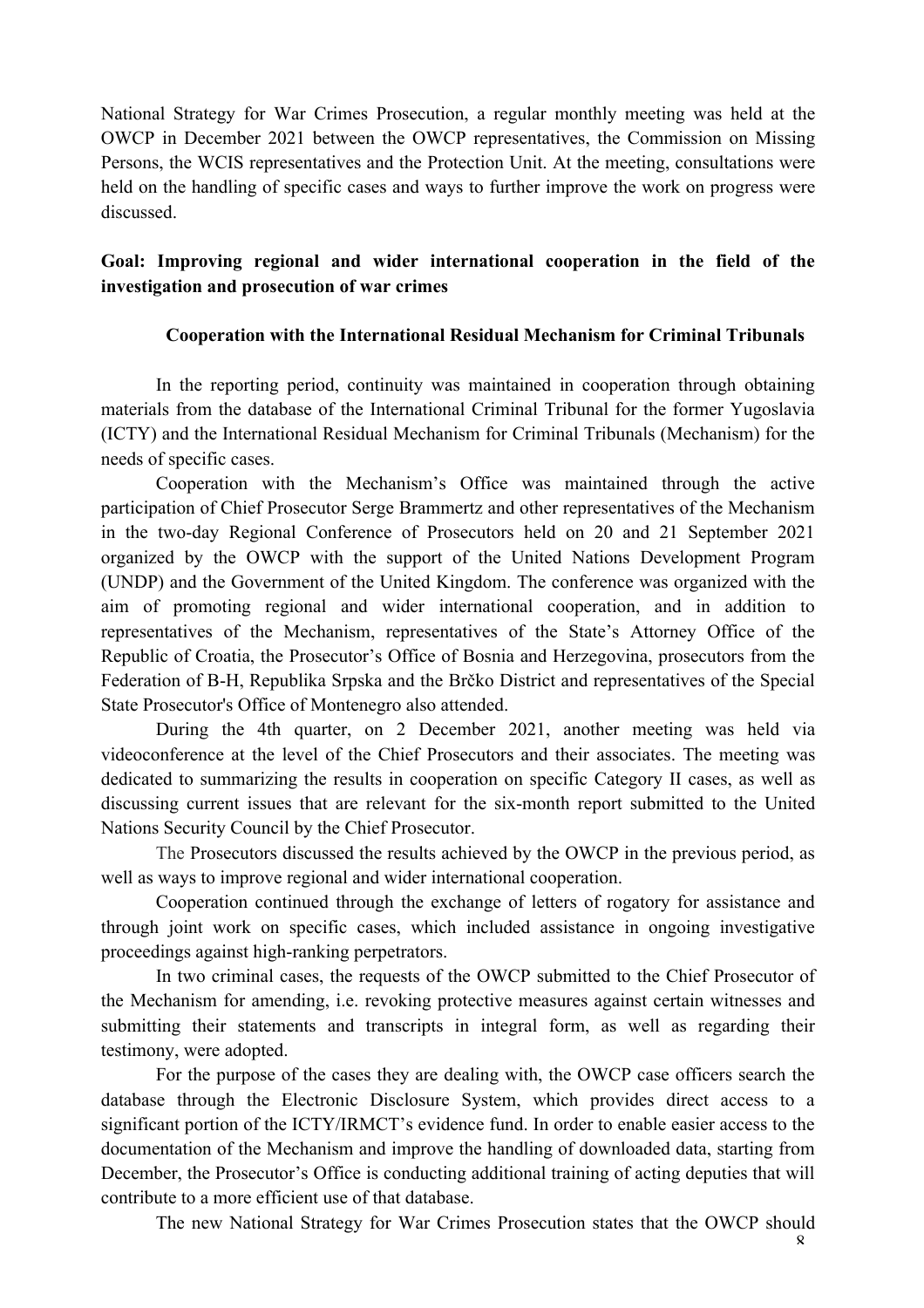National Strategy for War Crimes Prosecution, a regular monthly meeting was held at the OWCP in December 2021 between the OWCP representatives, the Commission on Missing Persons, the WCIS representatives and the Protection Unit. At the meeting, consultations were held on the handling of specific cases and ways to further improve the work on progress were discussed.

**Goal: Improving regional and wider international cooperation in the field of the investigation and prosecution of war crimes**

**Cooperation with the International Residual Mechanism for Criminal Tribunals**

In the reporting period, continuity was maintained in cooperation through obtaining materials from the database of the International Criminal Tribunal for the former Yugoslavia (ICTY) and the International Residual Mechanism for Criminal Tribunals (Mechanism) for the needs of specific cases.

Cooperation with the Mechanism's Office was maintained through the active participation of Chief Prosecutor Serge Brammertz and other representatives of the Mechanism in the two-day Regional Conference of Prosecutors held on 20 and 21 September 2021 organized by the OWCP with the support of the United Nations Development Program (UNDP) and the Government of the United Kingdom. The conference was organized with the aim of promoting regional and wider international cooperation, and in addition to representatives of the Mechanism, representatives of the State's Attorney Office of the Republic of Croatia, the Prosecutor's Office of Bosnia and Herzegovina, prosecutors from the Federation of B-H, Republika Srpska and the Brčko District and representatives of the Special State Prosecutor's Office of Montenegro also attended.

During the 4th quarter, on 2 December 2021, another meeting was held via videoconference at the level of the Chief Prosecutors and their associates. The meeting was dedicated to summarizing the results in cooperation on specific Category II cases, as well as discussing current issues that are relevant for the six-month report submitted to the United Nations Security Council by the Chief Prosecutor.

The Prosecutors discussed the results achieved by the OWCP in the previous period, as well as ways to improve regional and wider international cooperation.

Cooperation continued through the exchange of letters of rogatory for assistance and through joint work on specific cases, which included assistance in ongoing investigative proceedings against high-ranking perpetrators.

In two criminal cases, the requests of the OWCP submitted to the Chief Prosecutor of the Mechanism for amending, i.e. revoking protective measures against certain witnesses and submitting their statements and transcripts in integral form, as well as regarding their testimony, were adopted.

For the purpose of the cases they are dealing with, the OWCP case officers search the database through the Electronic Disclosure System, which provides direct access to a significant portion of the ICTY/IRMCT's evidence fund. In order to enable easier access to the documentation of the Mechanism and improve the handling of downloaded data, starting from December, the Prosecutor's Office is conducting additional training of acting deputies that will contribute to a more efficient use of that database.

The new National Strategy for War Crimes Prosecution states that the OWCP should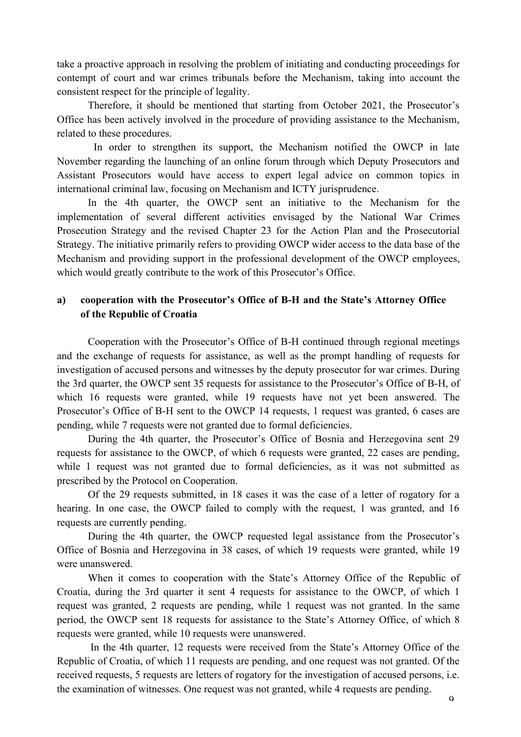take a proactive approach in resolving the problem of initiating and conducting proceedings for contempt of court and war crimes tribunals before the Mechanism, taking into account the consistent respect for the principle of legality.

Therefore, it should be mentioned that starting from October 2021, the Prosecutor's Office has been actively involved in the procedure of providing assistance to the Mechanism, related to these procedures.

In order to strengthen its support, the Mechanism notified the OWCP in late November regarding the launching of an online forum through which Deputy Prosecutors and Assistant Prosecutors would have access to expert legal advice on common topics in international criminal law, focusing on Mechanism and ICTY jurisprudence.

In the 4th quarter, the OWCP sent an initiative to the Mechanism for the implementation of several different activities envisaged by the National War Crimes Prosecution Strategy and the revised Chapter 23 for the Action Plan and the Prosecutorial Strategy. The initiative primarily refers to providing OWCP wider access to the data base of the Mechanism and providing support in the professional development of the OWCP employees, which would greatly contribute to the work of this Prosecutor's Office.

**a) cooperation with the Prosecutor's Office of B-H and the State's Attorney Office of the Republic of Croatia**

Cooperation with the Prosecutor's Office of B-H continued through regional meetings and the exchange of requests for assistance, as well as the prompt handling of requests for investigation of accused persons and witnesses by the deputy prosecutor for war crimes. During the 3rd quarter, the OWCP sent 35 requests for assistance to the Prosecutor's Office of B-H, of which 16 requests were granted, while 19 requests have not yet been answered. The Prosecutor's Office of B-H sent to the OWCP 14 requests, 1 request was granted, 6 cases are pending, while 7 requests were not granted due to formal deficiencies.

During the 4th quarter, the Prosecutor's Office of Bosnia and Herzegovina sent 29 requests for assistance to the OWCP, of which 6 requests were granted, 22 cases are pending, while 1 request was not granted due to formal deficiencies, as it was not submitted as prescribed by the Protocol on Cooperation.

Of the 29 requests submitted, in 18 cases it was the case of a letter of rogatory for a hearing. In one case, the OWCP failed to comply with the request, 1 was granted, and 16 requests are currently pending.

During the 4th quarter, the OWCP requested legal assistance from the Prosecutor's Office of Bosnia and Herzegovina in 38 cases, of which 19 requests were granted, while 19 were unanswered.

When it comes to cooperation with the State's Attorney Office of the Republic of Croatia, during the 3rd quarter it sent 4 requests for assistance to the OWCP, of which 1 request was granted, 2 requests are pending, while 1 request was not granted. In the same period, the OWCP sent 18 requests for assistance to the State's Attorney Office, of which 8 requests were granted, while 10 requests were unanswered.

In the 4th quarter, 12 requests were received from the State's Attorney Office of the Republic of Croatia, of which 11 requests are pending, and one request was not granted. Of the received requests, 5 requests are letters of rogatory for the investigation of accused persons, i.e. the examination of witnesses. One request was not granted, while 4 requests are pending.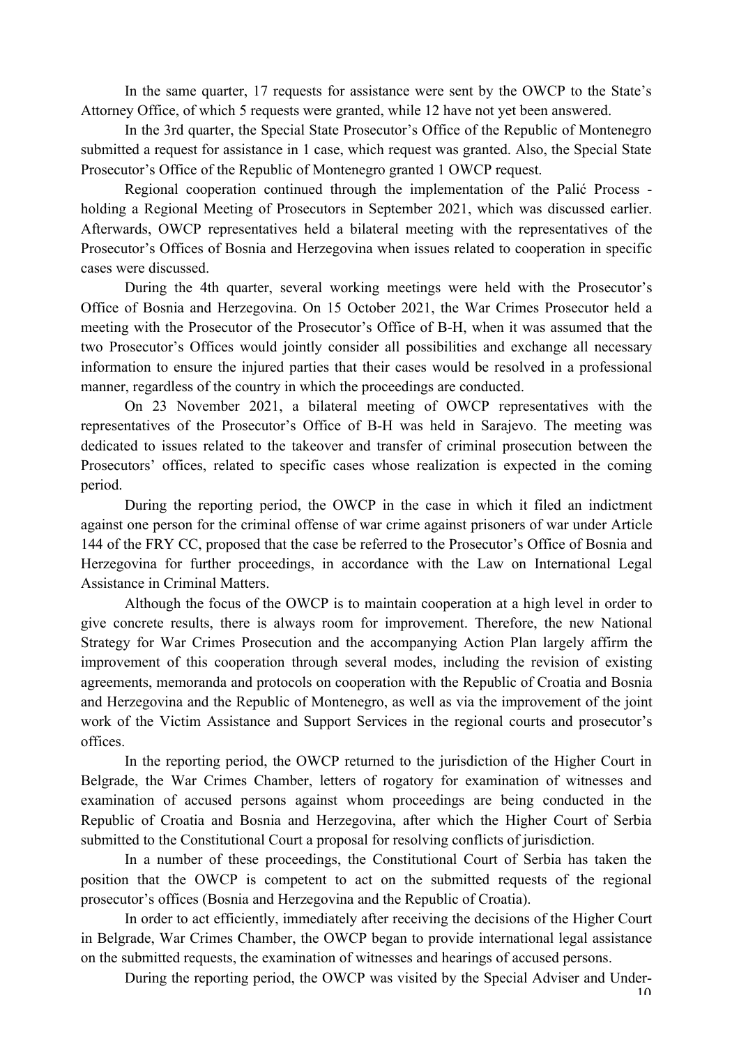In the same quarter, 17 requests for assistance were sent by the OWCP to the State's Attorney Office, of which 5 requests were granted, while 12 have not yet been answered.

In the 3rd quarter, the Special State Prosecutor's Office of the Republic of Montenegro submitted a request for assistance in 1 case, which request was granted. Also, the Special State Prosecutor's Office of the Republic of Montenegro granted 1 OWCP request.

Regional cooperation continued through the implementation of the Palić Process - holding a Regional Meeting of Prosecutors in September 2021, which was discussed earlier. Afterwards, OWCP representatives held a bilateral meeting with the representatives of the Prosecutor's Offices of Bosnia and Herzegovina when issues related to cooperation in specific cases were discussed.

During the 4th quarter, several working meetings were held with the Prosecutor's Office of Bosnia and Herzegovina. On 15 October 2021, the War Crimes Prosecutor held a meeting with the Prosecutor of the Prosecutor's Office of B-H, when it was assumed that the two Prosecutor's Offices would jointly consider all possibilities and exchange all necessary information to ensure the injured parties that their cases would be resolved in a professional manner, regardless of the country in which the proceedings are conducted.

On 23 November 2021, a bilateral meeting of OWCP representatives with the representatives of the Prosecutor's Office of B-H was held in Sarajevo. The meeting was dedicated to issues related to the takeover and transfer of criminal prosecution between the Prosecutors' offices, related to specific cases whose realization is expected in the coming period.

During the reporting period, the OWCP in the case in which it filed an indictment against one person for the criminal offense of war crime against prisoners of war under Article 144 of the FRY CC, proposed that the case be referred to the Prosecutor's Office of Bosnia and Herzegovina for further proceedings, in accordance with the Law on International Legal Assistance in Criminal Matters.

Although the focus of the OWCP is to maintain cooperation at a high level in order to give concrete results, there is always room for improvement. Therefore, the new National Strategy for War Crimes Prosecution and the accompanying Action Plan largely affirm the improvement of this cooperation through several modes, including the revision of existing agreements, memoranda and protocols on cooperation with the Republic of Croatia and Bosnia and Herzegovina and the Republic of Montenegro, as well as via the improvement of the joint work of the Victim Assistance and Support Services in the regional courts and prosecutor's offices.

In the reporting period, the OWCP returned to the jurisdiction of the Higher Court in Belgrade, the War Crimes Chamber, letters of rogatory for examination of witnesses and examination of accused persons against whom proceedings are being conducted in the Republic of Croatia and Bosnia and Herzegovina, after which the Higher Court of Serbia submitted to the Constitutional Court a proposal for resolving conflicts of jurisdiction.

In a number of these proceedings, the Constitutional Court of Serbia has taken the position that the OWCP is competent to act on the submitted requests of the regional prosecutor's offices (Bosnia and Herzegovina and the Republic of Croatia).

In order to act efficiently, immediately after receiving the decisions of the Higher Court in Belgrade, War Crimes Chamber, the OWCP began to provide international legal assistance on the submitted requests, the examination of witnesses and hearings of accused persons.

During the reporting period, the OWCP was visited by the Special Adviser and Under-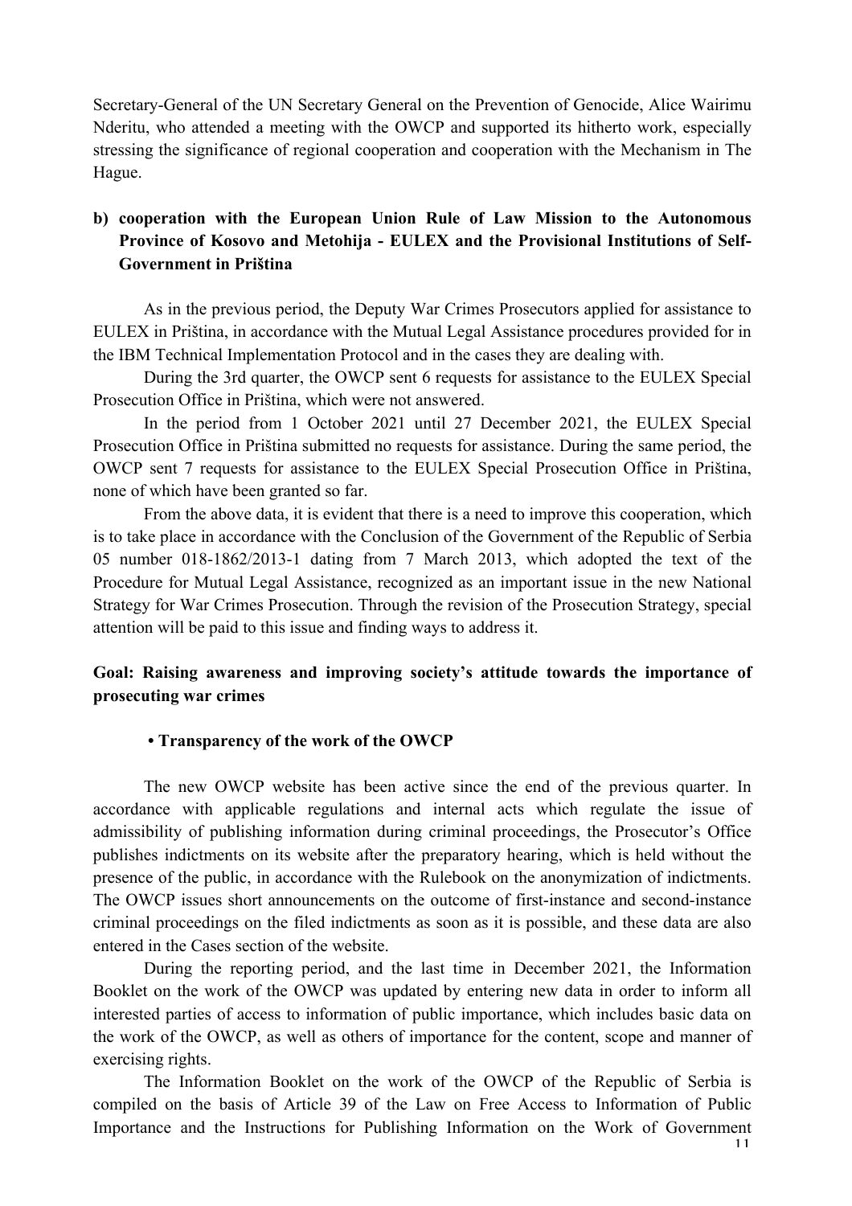Secretary-General of the UN Secretary General on the Prevention of Genocide, Alice Wairimu Nderitu, who attended a meeting with the OWCP and supported its hitherto work, especially stressing the significance of regional cooperation and cooperation with the Mechanism in The Hague.

**b) cooperation with the European Union Rule of Law Mission to the Autonomous Province of Kosovo and Metohija - EULEX and the Provisional Institutions of Self-Government in Priština**

As in the previous period, the Deputy War Crimes Prosecutors applied for assistance to EULEX in Priština, in accordance with the Mutual Legal Assistance procedures provided for in the IBM Technical Implementation Protocol and in the cases they are dealing with.

During the 3rd quarter, the OWCP sent 6 requests for assistance to the EULEX Special Prosecution Office in Priština, which were not answered.

In the period from 1 October 2021 until 27 December 2021, the EULEX Special Prosecution Office in Priština submitted no requests for assistance. During the same period, the OWCP sent 7 requests for assistance to the EULEX Special Prosecution Office in Priština, none of which have been granted so far.

From the above data, it is evident that there is a need to improve this cooperation, which is to take place in accordance with the Conclusion of the Government of the Republic of Serbia 05 number 018-1862/2013-1 dating from 7 March 2013, which adopted the text of the Procedure for Mutual Legal Assistance, recognized as an important issue in the new National Strategy for War Crimes Prosecution. Through the revision of the Prosecution Strategy, special attention will be paid to this issue and finding ways to address it.

**Goal: Raising awareness and improving society's attitude towards the importance of prosecuting war crimes**

**• Transparency of the work of the OWCP**

The new OWCP website has been active since the end of the previous quarter. In accordance with applicable regulations and internal acts which regulate the issue of admissibility of publishing information during criminal proceedings, the Prosecutor's Office publishes indictments on its website after the preparatory hearing, which is held without the presence of the public, in accordance with the Rulebook on the anonymization of indictments. The OWCP issues short announcements on the outcome of first-instance and second-instance criminal proceedings on the filed indictments as soon as it is possible, and these data are also entered in the Cases section of the website.

During the reporting period, and the last time in December 2021, the Information Booklet on the work of the OWCP was updated by entering new data in order to inform all interested parties of access to information of public importance, which includes basic data on the work of the OWCP, as well as others of importance for the content, scope and manner of exercising rights.

The Information Booklet on the work of the OWCP of the Republic of Serbia is compiled on the basis of Article 39 of the Law on Free Access to Information of Public Importance and the Instructions for Publishing Information on the Work of Government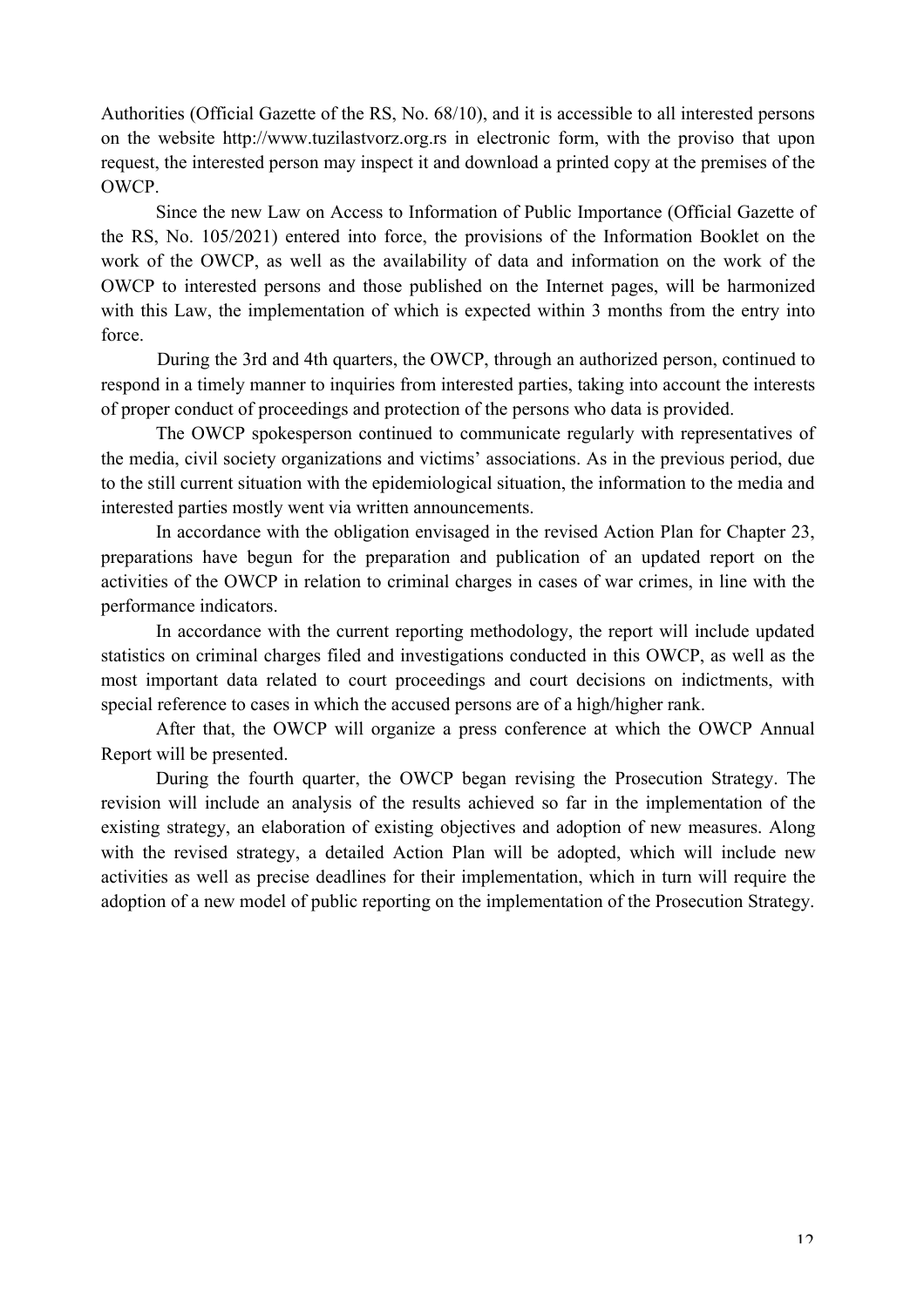Authorities (Official Gazette of the RS, No. 68/10), and it is accessible to all interested persons on the website http://www.tuzilastvorz.org.rs in electronic form, with the proviso that upon request, the interested person may inspect it and download a printed copy at the premises of the OWCP.

Since the new Law on Access to Information of Public Importance (Official Gazette of the RS, No. 105/2021) entered into force, the provisions of the Information Booklet on the work of the OWCP, as well as the availability of data and information on the work of the OWCP to interested persons and those published on the Internet pages, will be harmonized with this Law, the implementation of which is expected within 3 months from the entry into force.

During the 3rd and 4th quarters, the OWCP, through an authorized person, continued to respond in a timely manner to inquiries from interested parties, taking into account the interests of proper conduct of proceedings and protection of the persons who data is provided.

The OWCP spokesperson continued to communicate regularly with representatives of the media, civil society organizations and victims' associations. As in the previous period, due to the still current situation with the epidemiological situation, the information to the media and interested parties mostly went via written announcements.

In accordance with the obligation envisaged in the revised Action Plan for Chapter 23, preparations have begun for the preparation and publication of an updated report on the activities of the OWCP in relation to criminal charges in cases of war crimes, in line with the performance indicators.

In accordance with the current reporting methodology, the report will include updated statistics on criminal charges filed and investigations conducted in this OWCP, as well as the most important data related to court proceedings and court decisions on indictments, with special reference to cases in which the accused persons are of a high/higher rank.

After that, the OWCP will organize a press conference at which the OWCP Annual Report will be presented.

During the fourth quarter, the OWCP began revising the Prosecution Strategy. The revision will include an analysis of the results achieved so far in the implementation of the existing strategy, an elaboration of existing objectives and adoption of new measures. Along with the revised strategy, a detailed Action Plan will be adopted, which will include new activities as well as precise deadlines for their implementation, which in turn will require the adoption of a new model of public reporting on the implementation of the Prosecution Strategy.